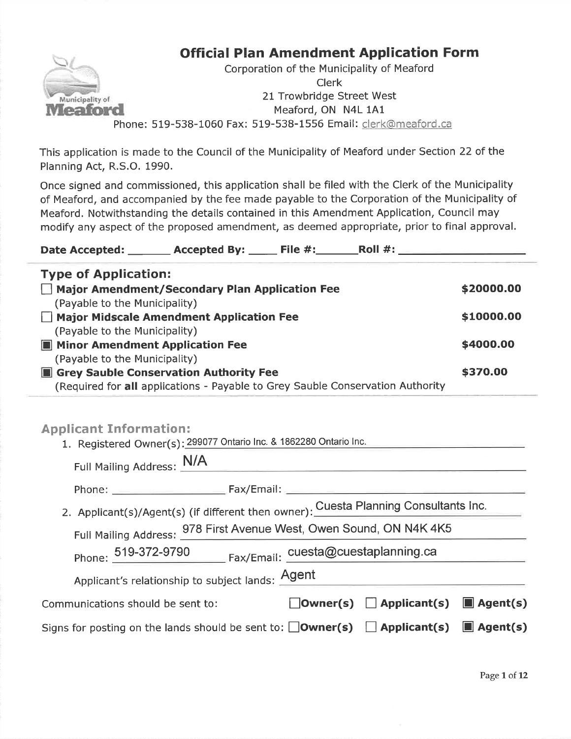# Official Plan Amendment Application Form

Corporation of the Municipality of Meaford
Clerk
21 Trowbridge Street West
Meaford, ON N4L 1A1
Phone: 519-538-1060 Fax: 519-538-1556 Email: clerk@meaford.ca

This application is made to the Council of the Municipality of Meaford under Section 22 of the Planning Act, R.S.O. 1990.

Once signed and commissioned, this application shall be filed with the Clerk of the Municipality of Meaford, and accompanied by the fee made payable to the Corporation of the Municipality of Meaford. Notwithstanding the details contained in this Amendment Application, Council may modify any aspect of the proposed amendment, as deemed appropriate, prior to final approval.

**Date Accepted:** ________ **Accepted By:** _____ **File #:**_______ **Roll #:** ____________________

## Type of Application:

| | |
|---|---|
| ☐ **Major Amendment/Secondary Plan Application Fee** (Payable to the Municipality) | **$20000.00** |
| ☐ **Major Midscale Amendment Application Fee** (Payable to the Municipality) | **$10000.00** |
| ☒ **Minor Amendment Application Fee** (Payable to the Municipality) | **$4000.00** |
| ☒ **Grey Sauble Conservation Authority Fee** (Required for **all** applications - Payable to Grey Sauble Conservation Authority | **$370.00** |

## Applicant Information:

1. Registered Owner(s): 299077 Ontario Inc. & 1862280 Ontario Inc.

   Full Mailing Address: N/A

   Phone: ____________________ Fax/Email: ____________________

2. Applicant(s)/Agent(s) (if different then owner): Cuesta Planning Consultants Inc.

   Full Mailing Address: 978 First Avenue West, Owen Sound, ON N4K 4K5

   Phone: 519-372-9790 Fax/Email: cuesta@cuestaplanning.ca

   Applicant's relationship to subject lands: Agent

Communications should be sent to: ☐ **Owner(s)** ☐ **Applicant(s)** ☒ **Agent(s)**

Signs for posting on the lands should be sent to: ☐ **Owner(s)** ☐ **Applicant(s)** ☒ **Agent(s)**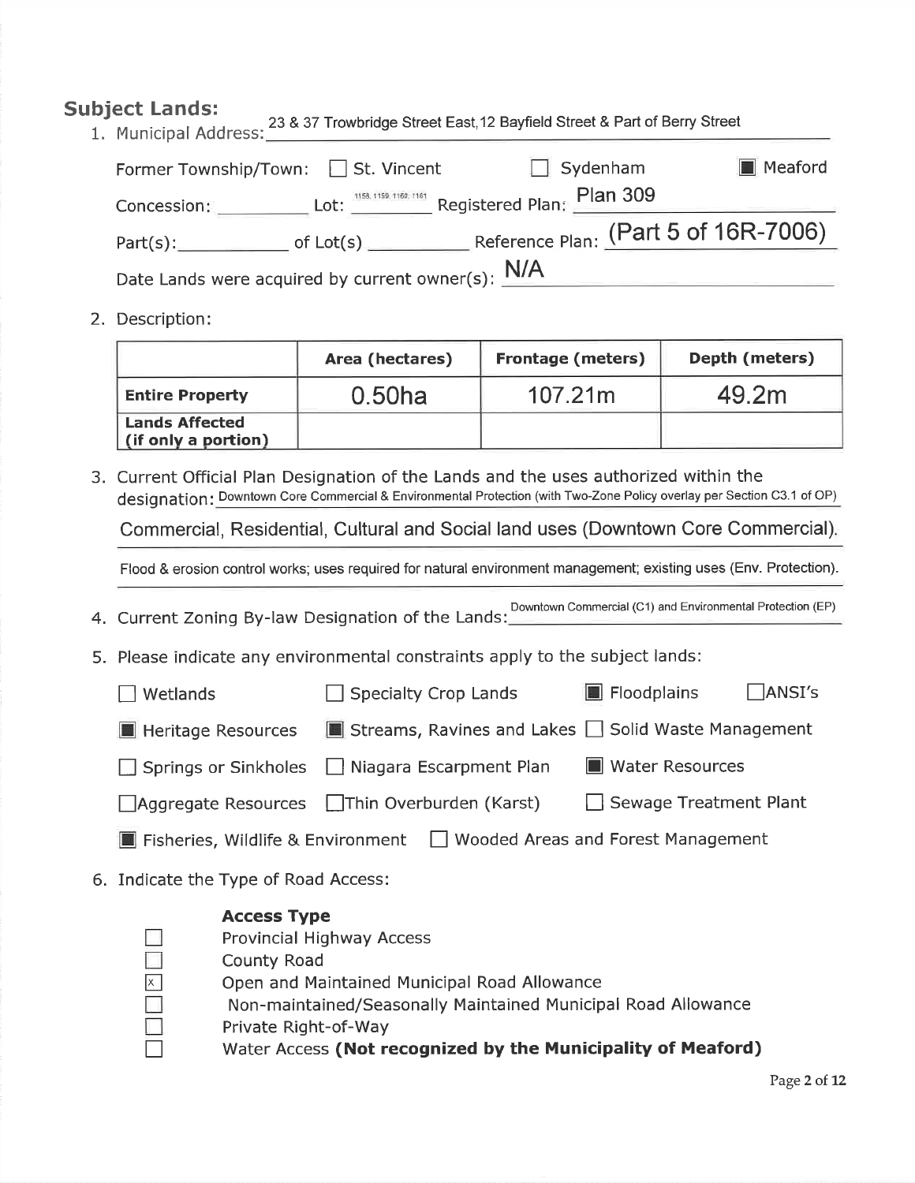## Subject Lands:

1. Municipal Address: 23 & 37 Trowbridge Street East, 12 Bayfield Street & Part of Berry Street

   Former Township/Town: ☐ St. Vincent ☐ Sydenham ☒ Meaford

   Concession: \_\_\_\_\_\_\_\_ Lot: 1158, 1159, 1160, 1161 Registered Plan: Plan 309

   Part(s): \_\_\_\_\_\_\_\_ of Lot(s) \_\_\_\_\_\_\_\_ Reference Plan: (Part 5 of 16R-7006)

   Date Lands were acquired by current owner(s): N/A

2. Description:

| | Area (hectares) | Frontage (meters) | Depth (meters) |
|---|---|---|---|
| **Entire Property** | 0.50ha | 107.21m | 49.2m |
| **Lands Affected (if only a portion)** | | | |

3. Current Official Plan Designation of the Lands and the uses authorized within the designation: Downtown Core Commercial & Environmental Protection (with Two-Zone Policy overlay per Section C3.1 of OP)

   Commercial, Residential, Cultural and Social land uses (Downtown Core Commercial).

   Flood & erosion control works; uses required for natural environment management; existing uses (Env. Protection).

4. Current Zoning By-law Designation of the Lands: Downtown Commercial (C1) and Environmental Protection (EP)

5. Please indicate any environmental constraints apply to the subject lands:

   - ☐ Wetlands
   - ☐ Specialty Crop Lands
   - ☒ Floodplains
   - ☐ ANSI's
   - ☒ Heritage Resources
   - ☒ Streams, Ravines and Lakes
   - ☐ Solid Waste Management
   - ☐ Springs or Sinkholes
   - ☐ Niagara Escarpment Plan
   - ☒ Water Resources
   - ☐ Aggregate Resources
   - ☐ Thin Overburden (Karst)
   - ☐ Sewage Treatment Plant
   - ☒ Fisheries, Wildlife & Environment
   - ☐ Wooded Areas and Forest Management

6. Indicate the Type of Road Access:

   **Access Type**

   - ☐ Provincial Highway Access
   - ☐ County Road
   - ☒ Open and Maintained Municipal Road Allowance
   - ☐ Non-maintained/Seasonally Maintained Municipal Road Allowance
   - ☐ Private Right-of-Way
   - ☐ Water Access **(Not recognized by the Municipality of Meaford)**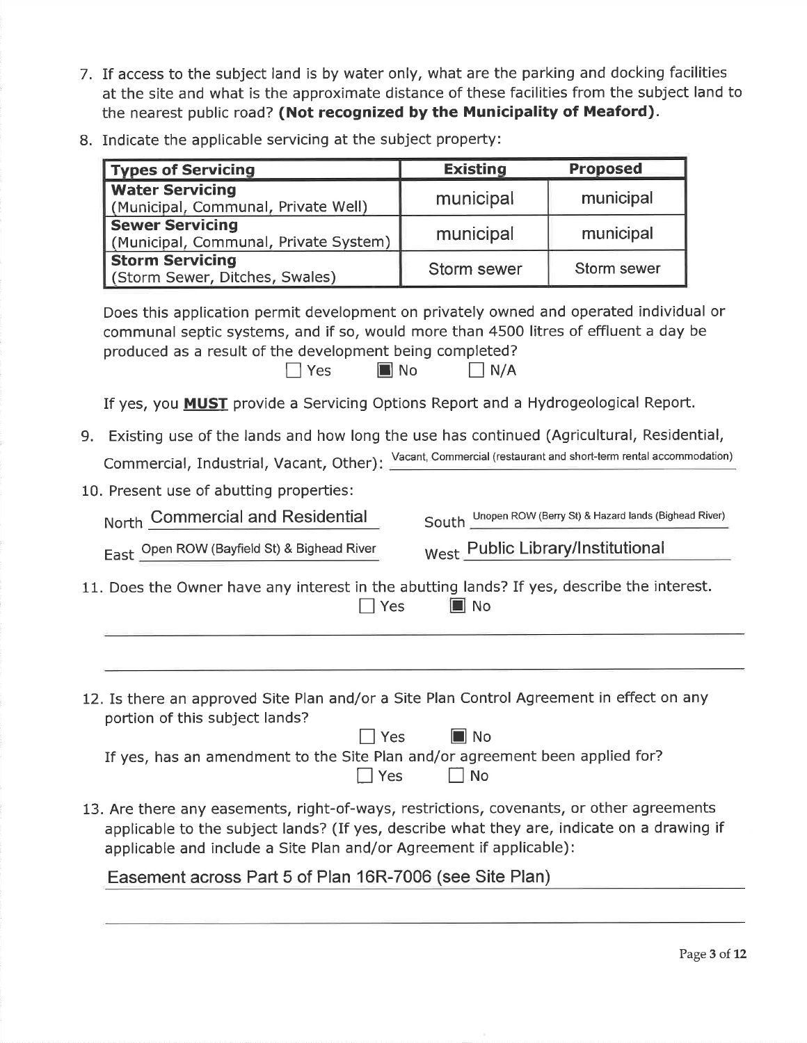7. If access to the subject land is by water only, what are the parking and docking facilities at the site and what is the approximate distance of these facilities from the subject land to the nearest public road? **(Not recognized by the Municipality of Meaford)**.

8. Indicate the applicable servicing at the subject property:

| Types of Servicing | Existing | Proposed |
|---|---|---|
| **Water Servicing** (Municipal, Communal, Private Well) | municipal | municipal |
| **Sewer Servicing** (Municipal, Communal, Private System) | municipal | municipal |
| **Storm Servicing** (Storm Sewer, Ditches, Swales) | Storm sewer | Storm sewer |

Does this application permit development on privately owned and operated individual or communal septic systems, and if so, would more than 4500 litres of effluent a day be produced as a result of the development being completed?

☐ Yes ☒ No ☐ N/A

If yes, you **MUST** provide a Servicing Options Report and a Hydrogeological Report.

9. Existing use of the lands and how long the use has continued (Agricultural, Residential, Commercial, Industrial, Vacant, Other): Vacant, Commercial (restaurant and short-term rental accommodation)

10. Present use of abutting properties:

North Commercial and Residential

South Unopen ROW (Berry St) & Hazard lands (Bighead River)

East Open ROW (Bayfield St) & Bighead River

West Public Library/Institutional

11. Does the Owner have any interest in the abutting lands? If yes, describe the interest.

☐ Yes ☒ No

12. Is there an approved Site Plan and/or a Site Plan Control Agreement in effect on any portion of this subject lands?

☐ Yes ☒ No

If yes, has an amendment to the Site Plan and/or agreement been applied for?

☐ Yes ☐ No

13. Are there any easements, right-of-ways, restrictions, covenants, or other agreements applicable to the subject lands? (If yes, describe what they are, indicate on a drawing if applicable and include a Site Plan and/or Agreement if applicable):

Easement across Part 5 of Plan 16R-7006 (see Site Plan)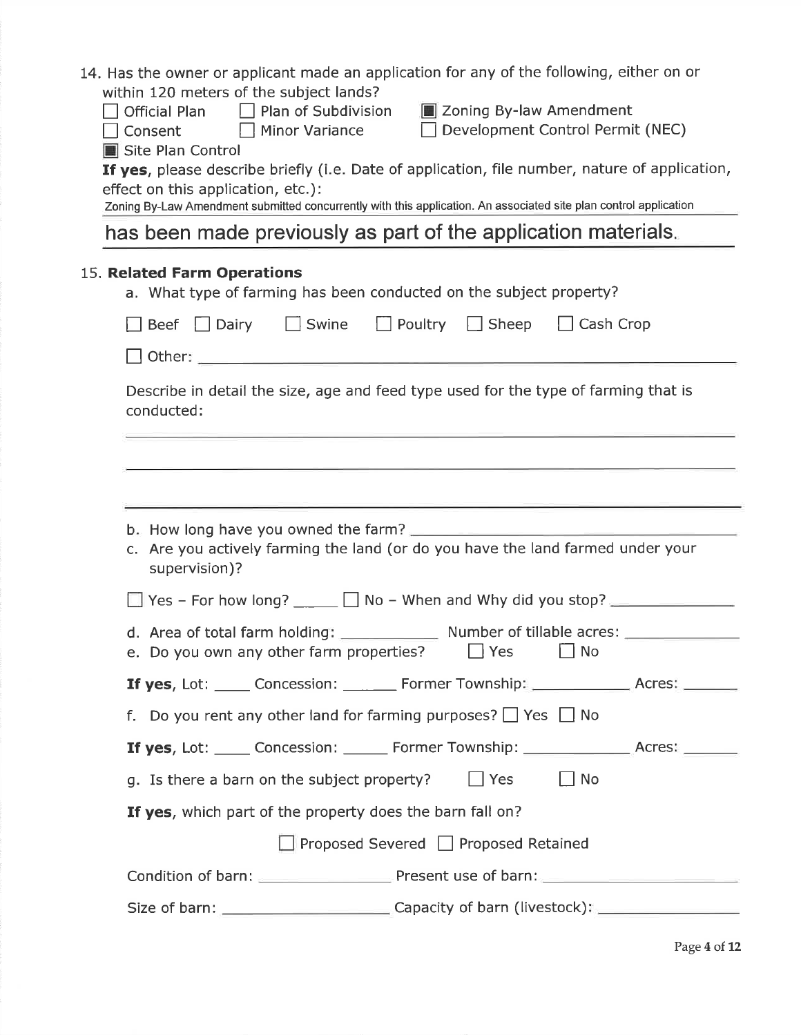14. Has the owner or applicant made an application for any of the following, either on or within 120 meters of the subject lands?

☐ Official Plan ☐ Plan of Subdivision ☒ Zoning By-law Amendment
☐ Consent ☐ Minor Variance ☐ Development Control Permit (NEC)
☒ Site Plan Control

**If yes**, please describe briefly (i.e. Date of application, file number, nature of application, effect on this application, etc.):

Zoning By-Law Amendment submitted concurrently with this application. An associated site plan control application has been made previously as part of the application materials.

15. **Related Farm Operations**

a. What type of farming has been conducted on the subject property?

☐ Beef ☐ Dairy ☐ Swine ☐ Poultry ☐ Sheep ☐ Cash Crop

☐ Other: \_\_\_\_\_\_\_\_\_\_

Describe in detail the size, age and feed type used for the type of farming that is conducted:

\_\_\_\_\_\_\_\_\_\_

\_\_\_\_\_\_\_\_\_\_

\_\_\_\_\_\_\_\_\_\_

b. How long have you owned the farm? \_\_\_\_\_\_\_\_\_\_

c. Are you actively farming the land (or do you have the land farmed under your supervision)?

☐ Yes – For how long? \_\_\_\_\_ ☐ No – When and Why did you stop? \_\_\_\_\_\_\_\_\_\_

d. Area of total farm holding: \_\_\_\_\_\_\_\_\_\_ Number of tillable acres: \_\_\_\_\_\_\_\_\_\_

e. Do you own any other farm properties? ☐ Yes ☐ No

**If yes**, Lot: \_\_\_\_ Concession: \_\_\_\_\_ Former Township: \_\_\_\_\_\_\_\_\_\_ Acres: \_\_\_\_\_

f. Do you rent any other land for farming purposes? ☐ Yes ☐ No

**If yes**, Lot: \_\_\_\_ Concession: \_\_\_\_\_ Former Township: \_\_\_\_\_\_\_\_\_\_ Acres: \_\_\_\_\_

g. Is there a barn on the subject property? ☐ Yes ☐ No

**If yes**, which part of the property does the barn fall on?

☐ Proposed Severed ☐ Proposed Retained

Condition of barn: \_\_\_\_\_\_\_\_\_\_ Present use of barn: \_\_\_\_\_\_\_\_\_\_

Size of barn: \_\_\_\_\_\_\_\_\_\_ Capacity of barn (livestock): \_\_\_\_\_\_\_\_\_\_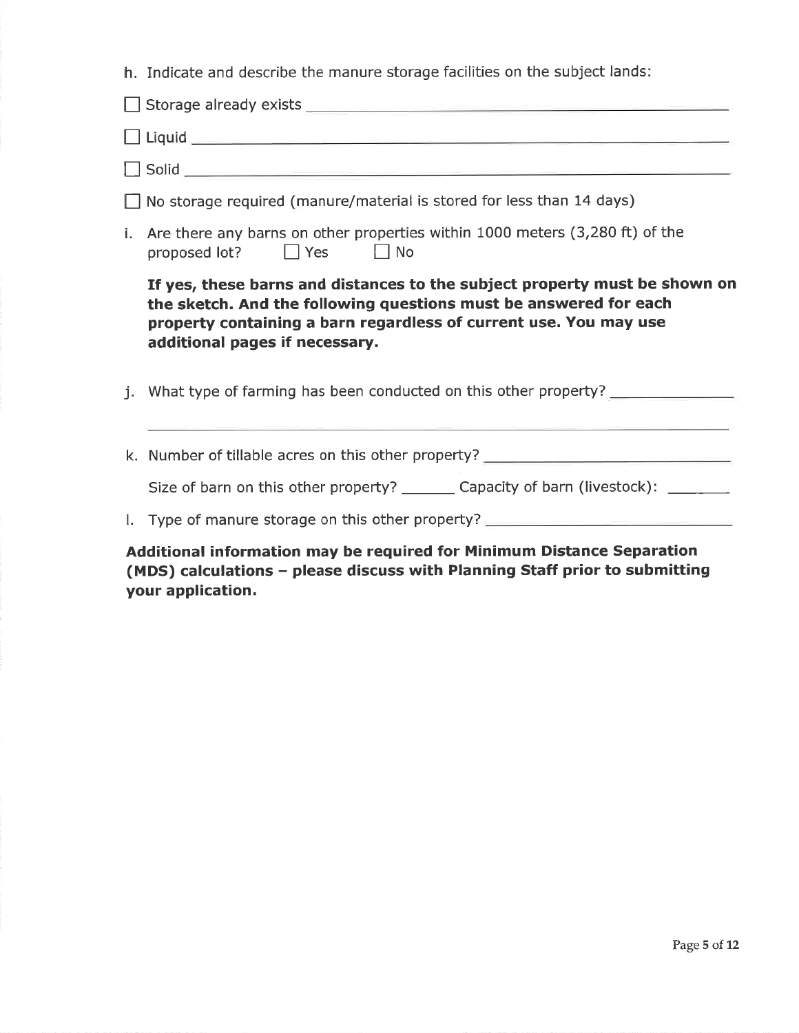h. Indicate and describe the manure storage facilities on the subject lands:

☐ Storage already exists ______________________________________________

☐ Liquid ________________________________________________________

☐ Solid _________________________________________________________

☐ No storage required (manure/material is stored for less than 14 days)

i. Are there any barns on other properties within 1000 meters (3,280 ft) of the proposed lot? ☐ Yes ☐ No

**If yes, these barns and distances to the subject property must be shown on the sketch. And the following questions must be answered for each property containing a barn regardless of current use. You may use additional pages if necessary.**

j. What type of farming has been conducted on this other property? _______________

_________________________________________________________________

k. Number of tillable acres on this other property? _____________________________

Size of barn on this other property? _______ Capacity of barn (livestock): ________

l. Type of manure storage on this other property? ______________________________

**Additional information may be required for Minimum Distance Separation (MDS) calculations – please discuss with Planning Staff prior to submitting your application.**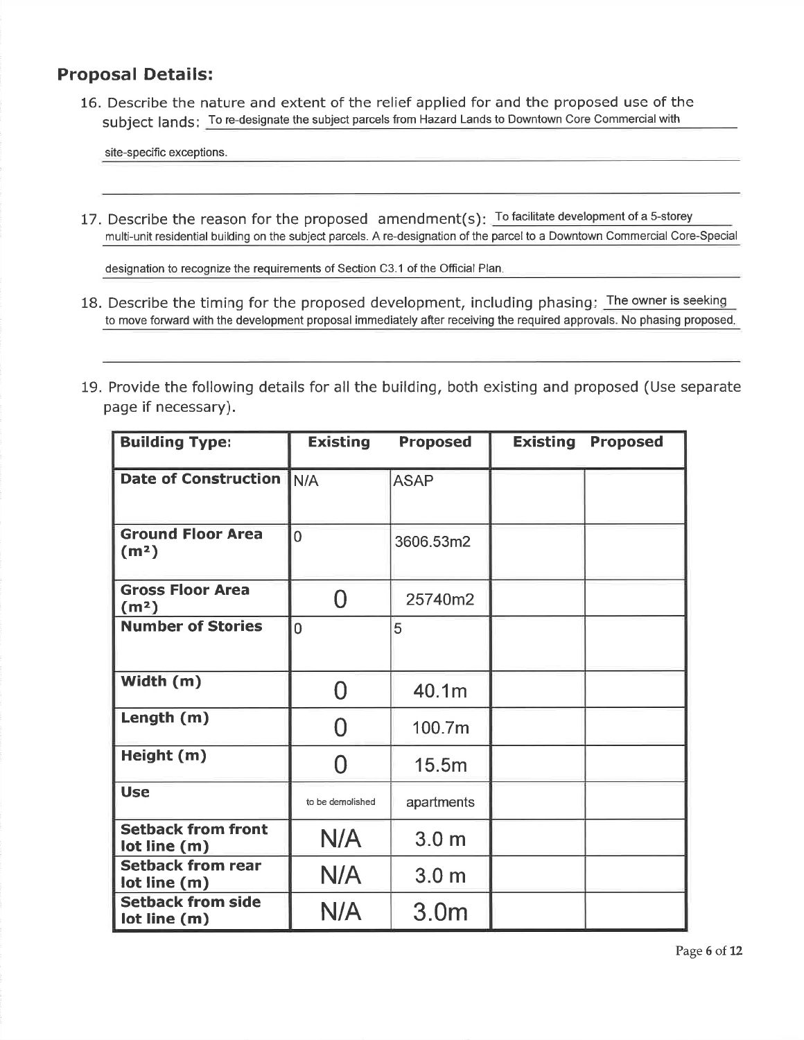## Proposal Details:

16. Describe the nature and extent of the relief applied for and the proposed use of the subject lands: To re-designate the subject parcels from Hazard Lands to Downtown Core Commercial with site-specific exceptions.

17. Describe the reason for the proposed amendment(s): To facilitate development of a 5-storey multi-unit residential building on the subject parcels. A re-designation of the parcel to a Downtown Commercial Core-Special designation to recognize the requirements of Section C3.1 of the Official Plan.

18. Describe the timing for the proposed development, including phasing: The owner is seeking to move forward with the development proposal immediately after receiving the required approvals. No phasing proposed.

19. Provide the following details for all the building, both existing and proposed (Use separate page if necessary).

| Building Type: | Existing | Proposed | Existing | Proposed |
|---|---|---|---|---|
| Date of Construction | N/A | ASAP | | |
| Ground Floor Area ($m^2$) | 0 | 3606.53m2 | | |
| Gross Floor Area ($m^2$) | 0 | 25740m2 | | |
| Number of Stories | 0 | 5 | | |
| Width (m) | 0 | 40.1m | | |
| Length (m) | 0 | 100.7m | | |
| Height (m) | 0 | 15.5m | | |
| Use | to be demolished | apartments | | |
| Setback from front lot line (m) | N/A | 3.0 m | | |
| Setback from rear lot line (m) | N/A | 3.0 m | | |
| Setback from side lot line (m) | N/A | 3.0m | | |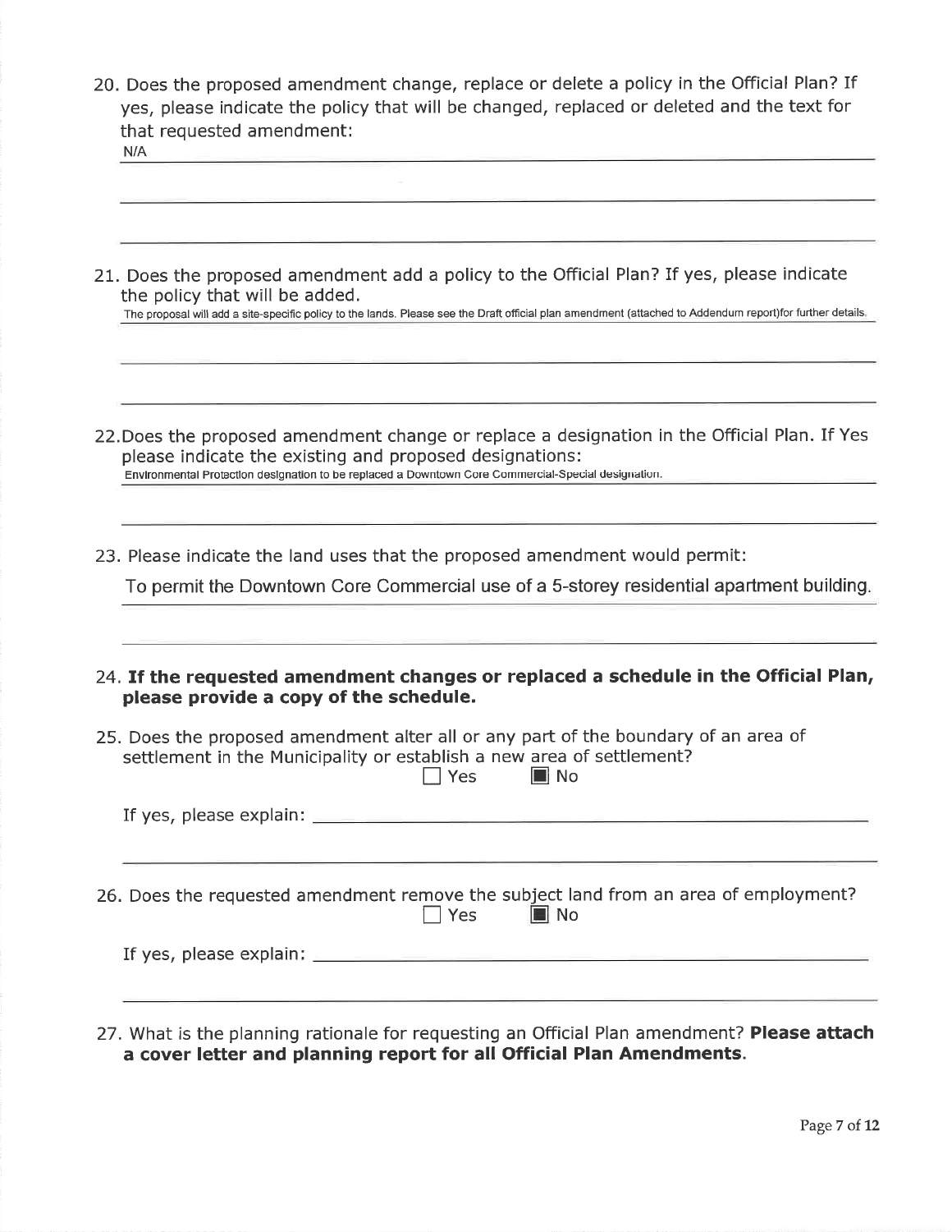20. Does the proposed amendment change, replace or delete a policy in the Official Plan? If yes, please indicate the policy that will be changed, replaced or deleted and the text for that requested amendment:

N/A

21. Does the proposed amendment add a policy to the Official Plan? If yes, please indicate the policy that will be added.

The proposal will add a site-specific policy to the lands. Please see the Draft official plan amendment (attached to Addendum report)for further details.

22. Does the proposed amendment change or replace a designation in the Official Plan. If Yes please indicate the existing and proposed designations:

Environmental Protection designation to be replaced a Downtown Core Commercial-Special designation.

23. Please indicate the land uses that the proposed amendment would permit:

To permit the Downtown Core Commercial use of a 5-storey residential apartment building.

24. **If the requested amendment changes or replaced a schedule in the Official Plan, please provide a copy of the schedule.**

25. Does the proposed amendment alter all or any part of the boundary of an area of settlement in the Municipality or establish a new area of settlement?

☐ Yes ■ No

If yes, please explain: \_\_\_\_\_\_\_\_\_\_\_\_\_\_\_\_\_\_\_\_

26. Does the requested amendment remove the subject land from an area of employment?

☐ Yes ■ No

If yes, please explain: \_\_\_\_\_\_\_\_\_\_\_\_\_\_\_\_\_\_\_\_

27. What is the planning rationale for requesting an Official Plan amendment? **Please attach a cover letter and planning report for all Official Plan Amendments.**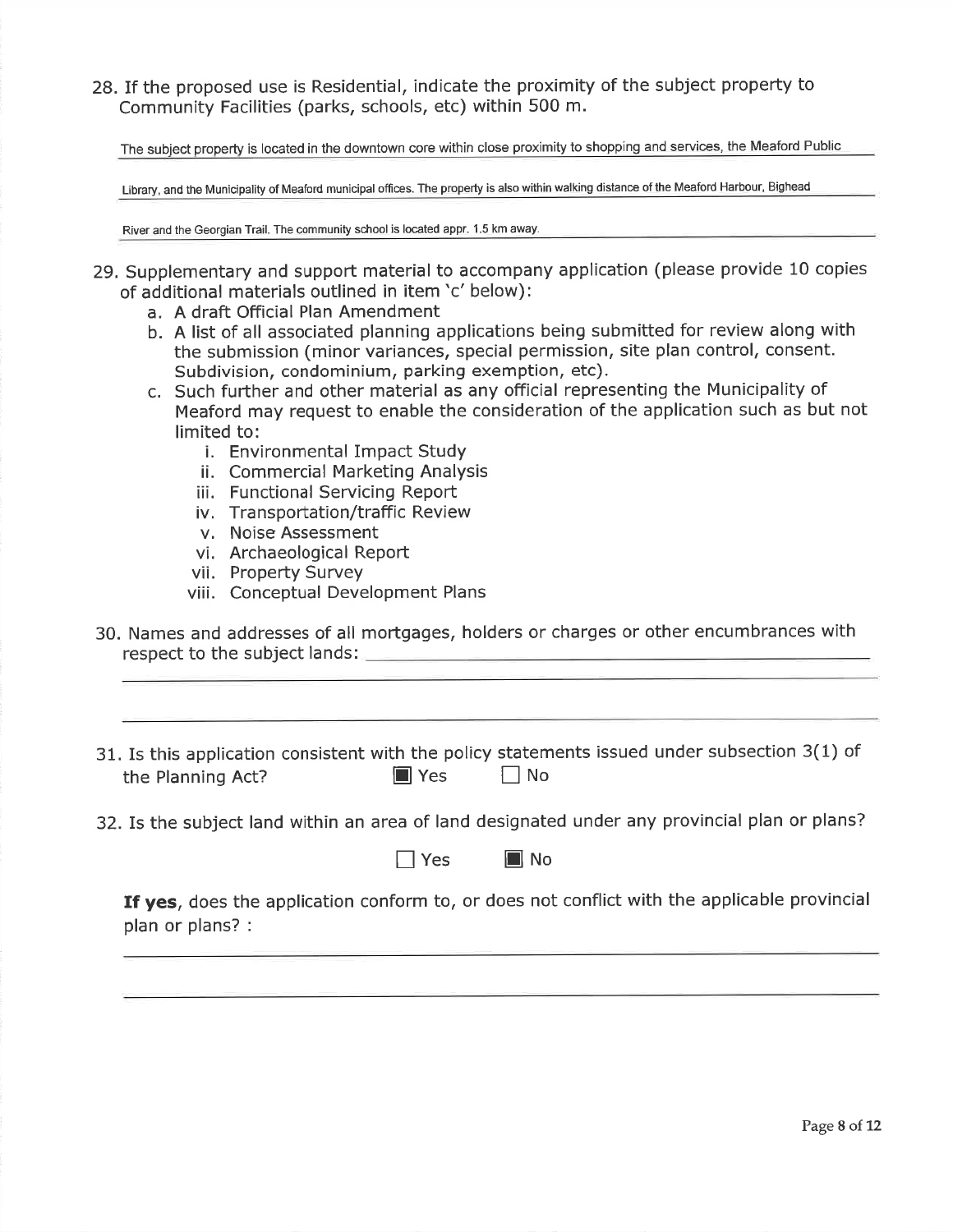28. If the proposed use is Residential, indicate the proximity of the subject property to Community Facilities (parks, schools, etc) within 500 m.

The subject property is located in the downtown core within close proximity to shopping and services, the Meaford Public Library, and the Municipality of Meaford municipal offices. The property is also within walking distance of the Meaford Harbour, Bighead River and the Georgian Trail. The community school is located appr. 1.5 km away.

29. Supplementary and support material to accompany application (please provide 10 copies of additional materials outlined in item 'c' below):
    a. A draft Official Plan Amendment
    b. A list of all associated planning applications being submitted for review along with the submission (minor variances, special permission, site plan control, consent. Subdivision, condominium, parking exemption, etc).
    c. Such further and other material as any official representing the Municipality of Meaford may request to enable the consideration of the application such as but not limited to:
        i. Environmental Impact Study
        ii. Commercial Marketing Analysis
        iii. Functional Servicing Report
        iv. Transportation/traffic Review
        v. Noise Assessment
        vi. Archaeological Report
        vii. Property Survey
        viii. Conceptual Development Plans

30. Names and addresses of all mortgages, holders or charges or other encumbrances with respect to the subject lands: ______________________________

______________________________

______________________________

31. Is this application consistent with the policy statements issued under subsection 3(1) of the Planning Act? ☒ Yes ☐ No

32. Is the subject land within an area of land designated under any provincial plan or plans?

☐ Yes ☒ No

**If yes**, does the application conform to, or does not conflict with the applicable provincial plan or plans? :

______________________________

______________________________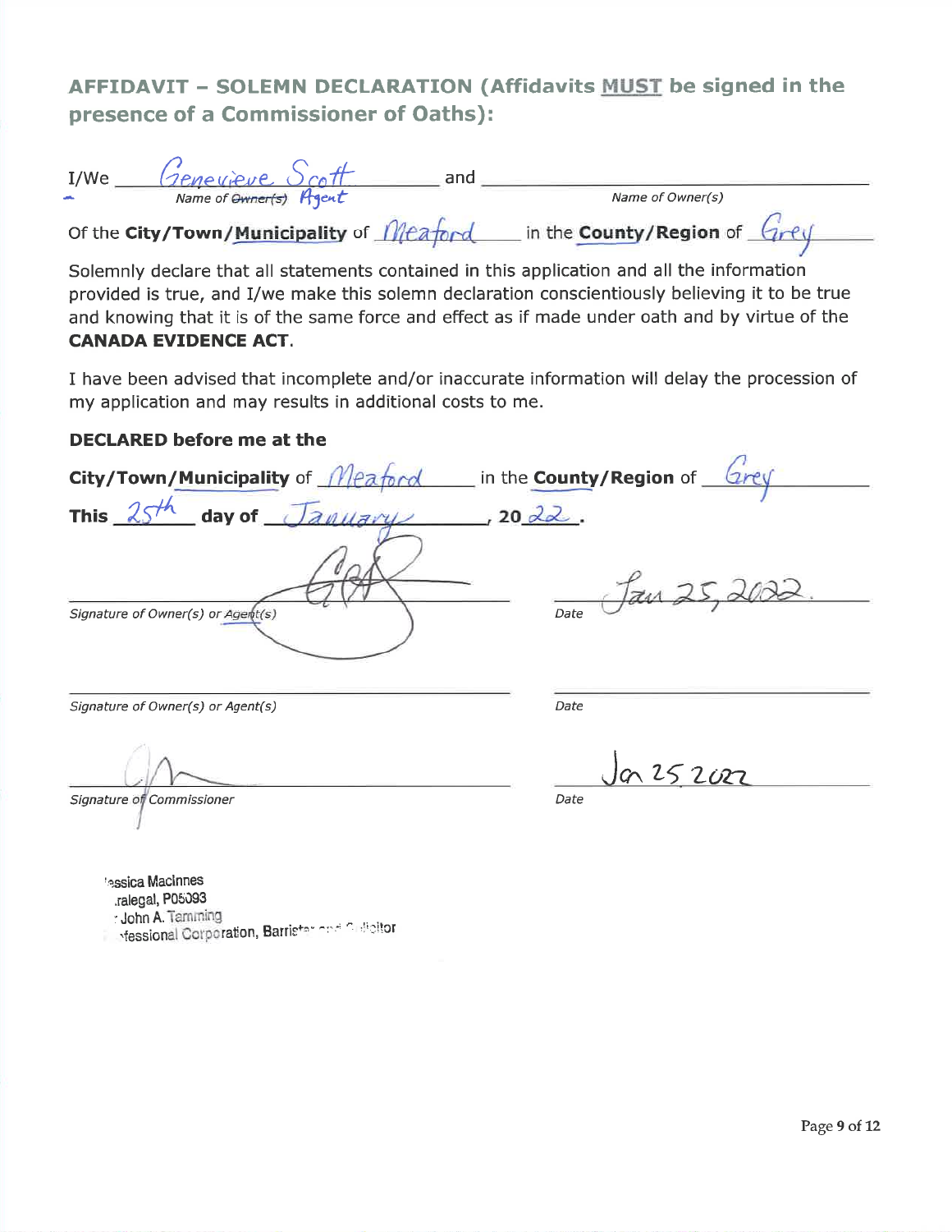## AFFIDAVIT – SOLEMN DECLARATION (Affidavits MUST be signed in the presence of a Commissioner of Oaths):

I/We Genevieve Scott and ______________________

*Name of ~~Owner(s)~~ Agent* *Name of Owner(s)*

Of the **City/Town/Municipality** of Meaford in the **County/Region** of Grey

Solemnly declare that all statements contained in this application and all the information provided is true, and I/we make this solemn declaration conscientiously believing it to be true and knowing that it is of the same force and effect as if made under oath and by virtue of the **CANADA EVIDENCE ACT**.

I have been advised that incomplete and/or inaccurate information will delay the procession of my application and may results in additional costs to me.

**DECLARED before me at the**

**City/Town/Municipality** of Meaford in the **County/Region** of Grey

**This** 25th **day of** January, **20**22.

[Signature] Jan 25, 2022.

*Signature of Owner(s) or Agent(s)* *Date*

______________________ ______________________

*Signature of Owner(s) or Agent(s)* *Date*

[Signature] Jan 25 2022

*Signature of Commissioner* *Date*

'essica MacInnes
.ralegal, P05093
John A. Tamming
fessional Corporation, Barrister and Solicitor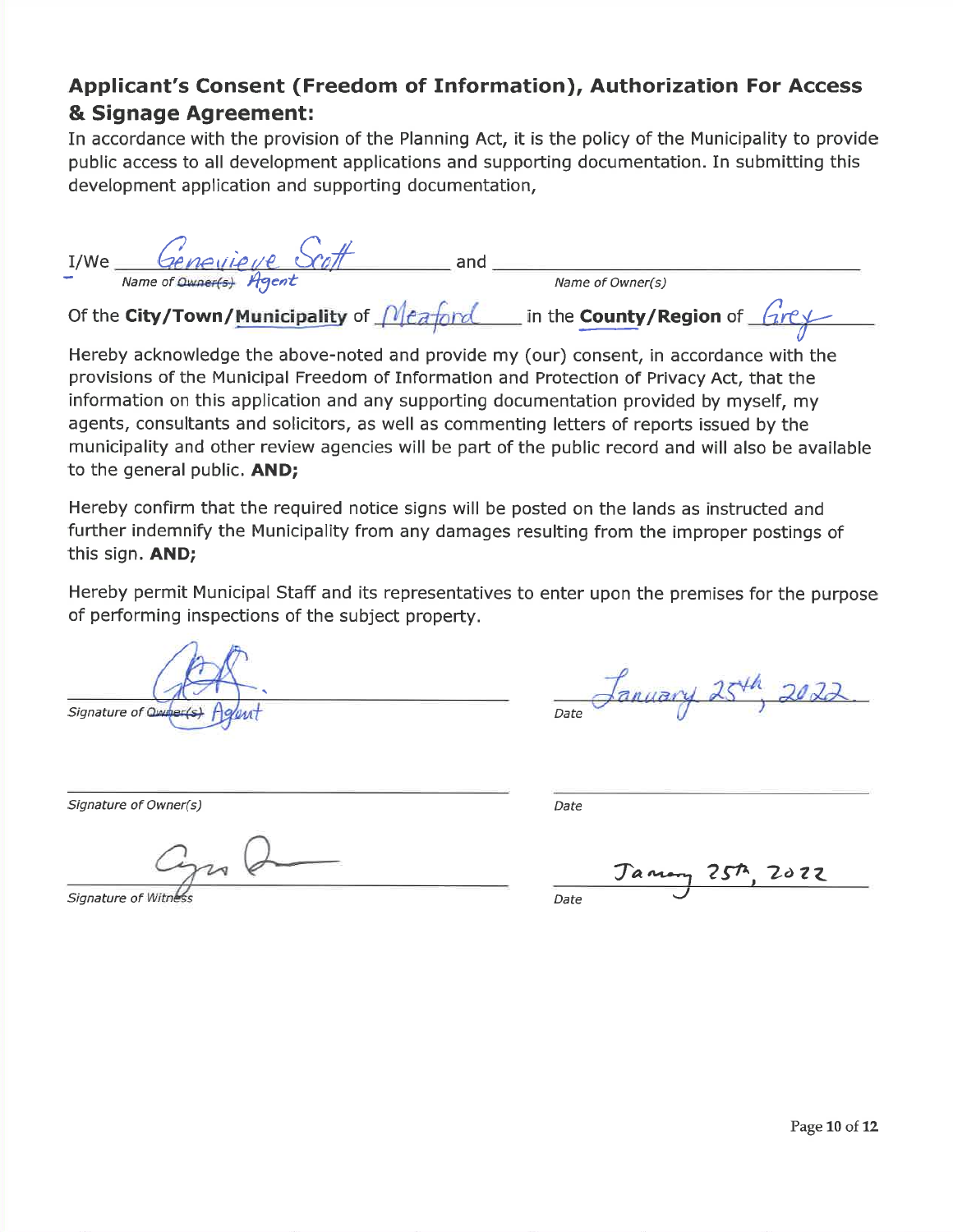## Applicant's Consent (Freedom of Information), Authorization For Access & Signage Agreement:

In accordance with the provision of the Planning Act, it is the policy of the Municipality to provide public access to all development applications and supporting documentation. In submitting this development application and supporting documentation,

I/We Genevieve Scott and ______________________

*Name of ~~Owner(s)~~ Agent* *Name of Owner(s)*

Of the **City/Town/Municipality** of Meaford in the **County/Region** of Grey

Hereby acknowledge the above-noted and provide my (our) consent, in accordance with the provisions of the Municipal Freedom of Information and Protection of Privacy Act, that the information on this application and any supporting documentation provided by myself, my agents, consultants and solicitors, as well as commenting letters of reports issued by the municipality and other review agencies will be part of the public record and will also be available to the general public. **AND;**

Hereby confirm that the required notice signs will be posted on the lands as instructed and further indemnify the Municipality from any damages resulting from the improper postings of this sign. **AND;**

Hereby permit Municipal Staff and its representatives to enter upon the premises for the purpose of performing inspections of the subject property.

[Signature] January 25th, 2022

*Signature of ~~Owner(s)~~ Agent* *Date*

______________________ ______________________

*Signature of Owner(s)* *Date*

[Signature] January 25th, 2022

*Signature of Witness* *Date*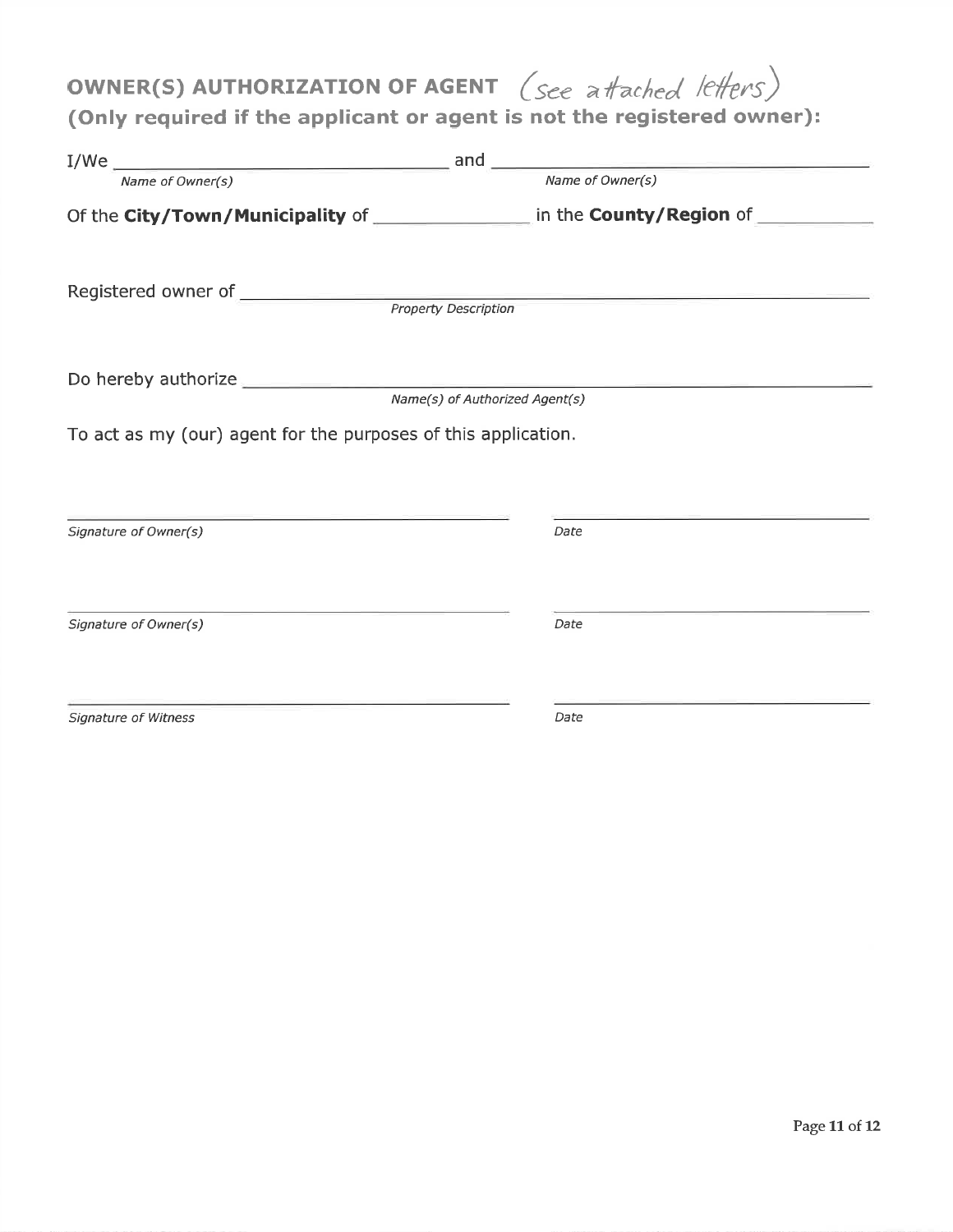## OWNER(S) AUTHORIZATION OF AGENT (see attached letters)

**(Only required if the applicant or agent is not the registered owner):**

I/We ______________________ and ______________________
*Name of Owner(s)* *Name of Owner(s)*

Of the **City/Town/Municipality** of ______________ in the **County/Region** of ______________

Registered owner of ________________________________________
*Property Description*

Do hereby authorize ________________________________________
*Name(s) of Authorized Agent(s)*

To act as my (our) agent for the purposes of this application.

______________________________ ______________________
*Signature of Owner(s)* *Date*

______________________________ ______________________
*Signature of Owner(s)* *Date*

______________________________ ______________________
*Signature of Witness* *Date*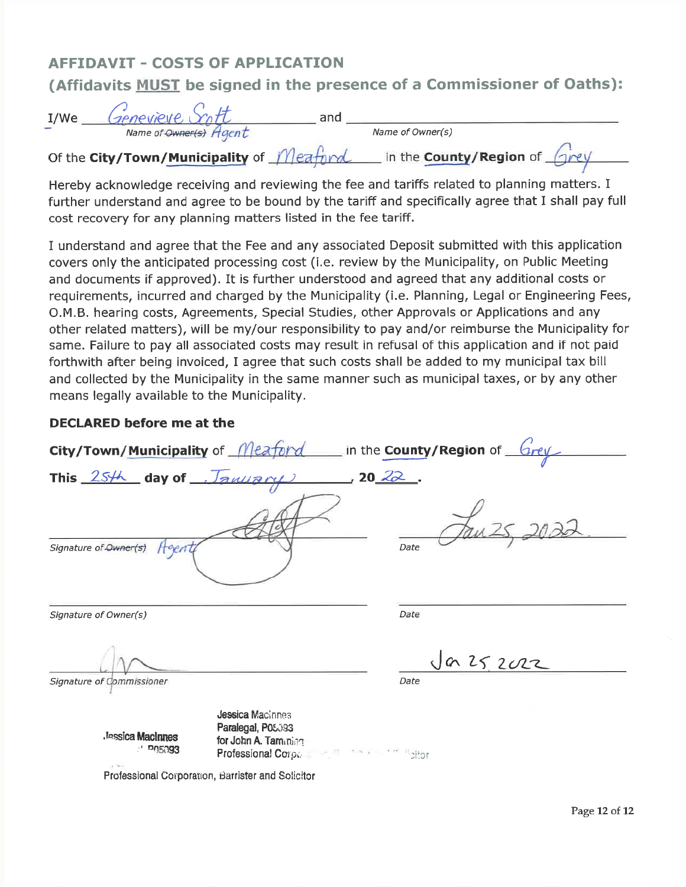## AFFIDAVIT - COSTS OF APPLICATION

### (Affidavits MUST be signed in the presence of a Commissioner of Oaths):

I/We Genevieve Scott and ____________________
Name of ~~Owner(s)~~ Agent — Name of Owner(s)

Of the **City/Town/Municipality** of Meaford in the **County/Region** of Grey

Hereby acknowledge receiving and reviewing the fee and tariffs related to planning matters. I further understand and agree to be bound by the tariff and specifically agree that I shall pay full cost recovery for any planning matters listed in the fee tariff.

I understand and agree that the Fee and any associated Deposit submitted with this application covers only the anticipated processing cost (i.e. review by the Municipality, on Public Meeting and documents if approved). It is further understood and agreed that any additional costs or requirements, incurred and charged by the Municipality (i.e. Planning, Legal or Engineering Fees, O.M.B. hearing costs, Agreements, Special Studies, other Approvals or Applications and any other related matters), will be my/our responsibility to pay and/or reimburse the Municipality for same. Failure to pay all associated costs may result in refusal of this application and if not paid forthwith after being invoiced, I agree that such costs shall be added to my municipal tax bill and collected by the Municipality in the same manner such as municipal taxes, or by any other means legally available to the Municipality.

**DECLARED before me at the**

**City/Town/Municipality** of Meaford in the **County/Region** of Grey

**This** 25th **day of** January, **20** 22.

*Signature of ~~Owner(s)~~* Agent — *Date* Jan 25, 2022

*Signature of Owner(s)* — *Date*

*Signature of Commissioner* — *Date* Jan 25 2022

Jessica MacInnes
P05093

Jessica MacInnes
Paralegal, P05093
for John A. Tamming
Professional Corporation, Barrister and Solicitor